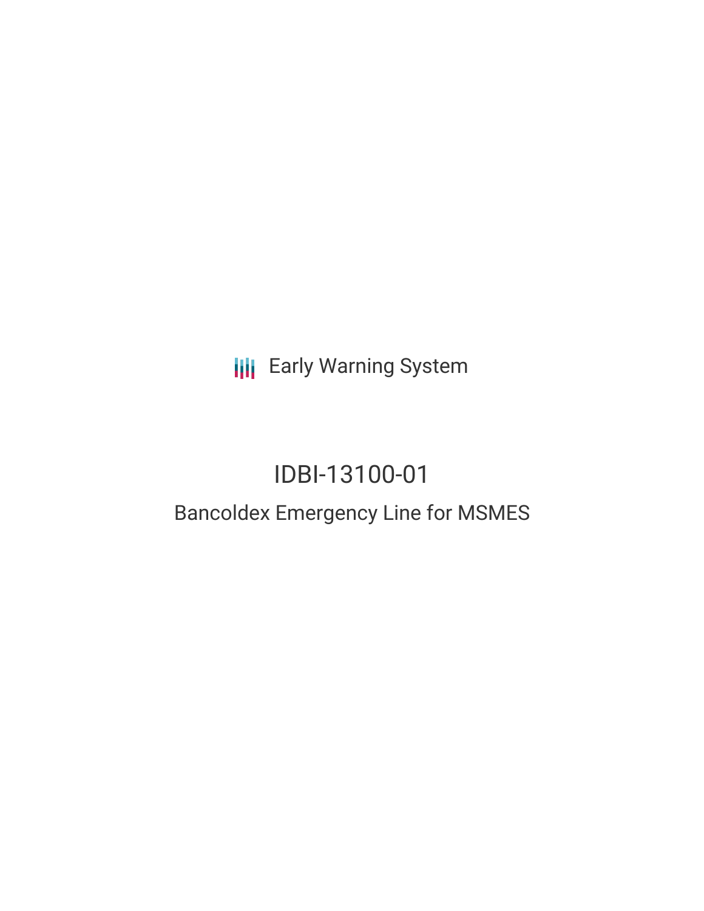Early Warning System

# IDBI-13100-01

## Bancoldex Emergency Line for MSMES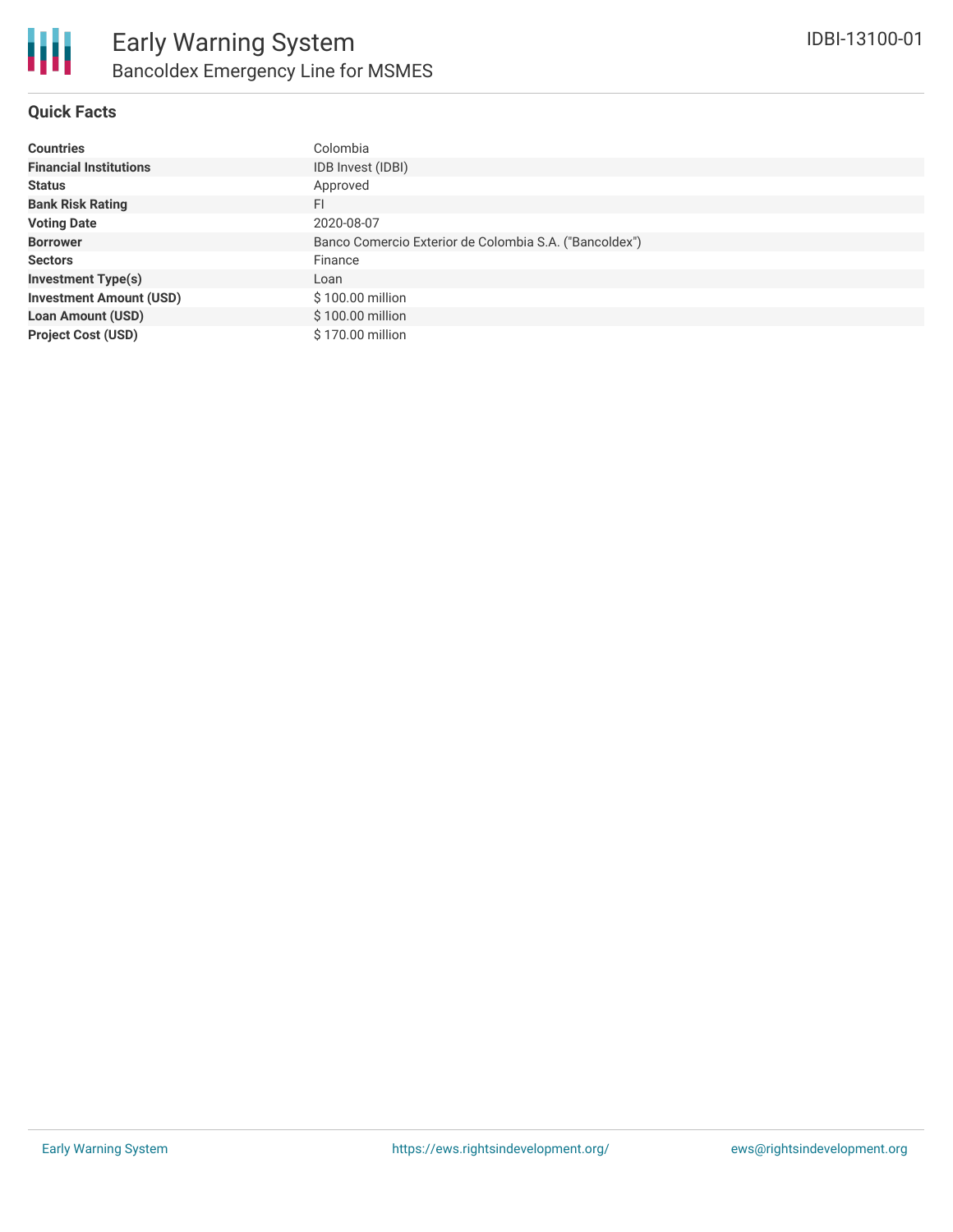# Early Warning System

## Bancoldex Emergency Line for MSMES

IDBI-13100-01

### Quick Facts

| | |
|---|---|
| **Countries** | Colombia |
| **Financial Institutions** | IDB Invest (IDBI) |
| **Status** | Approved |
| **Bank Risk Rating** | FI |
| **Voting Date** | 2020-08-07 |
| **Borrower** | Banco Comercio Exterior de Colombia S.A. ("Bancoldex") |
| **Sectors** | Finance |
| **Investment Type(s)** | Loan |
| **Investment Amount (USD)** | $ 100.00 million |
| **Loan Amount (USD)** | $ 100.00 million |
| **Project Cost (USD)** | $ 170.00 million |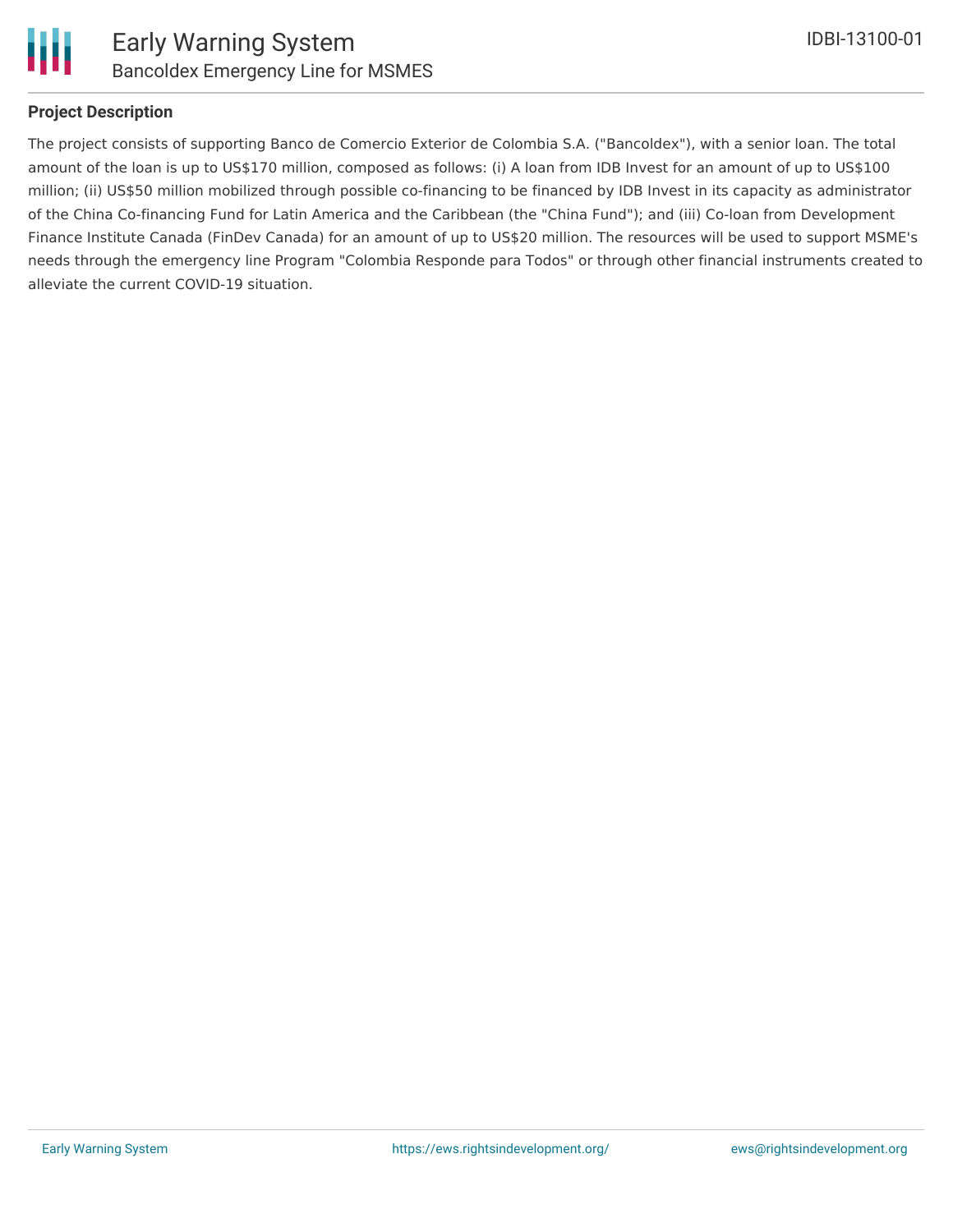## Project Description

The project consists of supporting Banco de Comercio Exterior de Colombia S.A. ("Bancoldex"), with a senior loan. The total amount of the loan is up to US$170 million, composed as follows: (i) A loan from IDB Invest for an amount of up to US$100 million; (ii) US$50 million mobilized through possible co-financing to be financed by IDB Invest in its capacity as administrator of the China Co-financing Fund for Latin America and the Caribbean (the "China Fund"); and (iii) Co-loan from Development Finance Institute Canada (FinDev Canada) for an amount of up to US$20 million. The resources will be used to support MSME's needs through the emergency line Program "Colombia Responde para Todos" or through other financial instruments created to alleviate the current COVID-19 situation.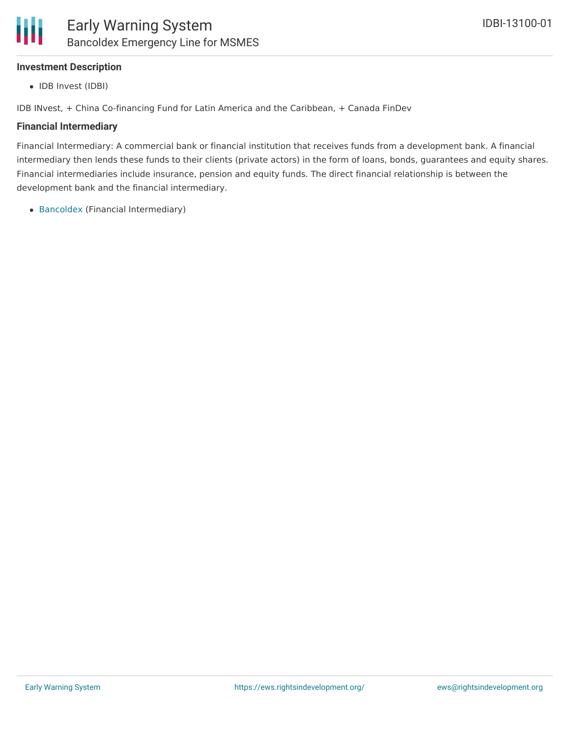**Investment Description**

- IDB Invest (IDBI)

IDB INvest, + China Co-financing Fund for Latin America and the Caribbean, + Canada FinDev

**Financial Intermediary**

Financial Intermediary: A commercial bank or financial institution that receives funds from a development bank. A financial intermediary then lends these funds to their clients (private actors) in the form of loans, bonds, guarantees and equity shares. Financial intermediaries include insurance, pension and equity funds. The direct financial relationship is between the development bank and the financial intermediary.

- Bancoldex (Financial Intermediary)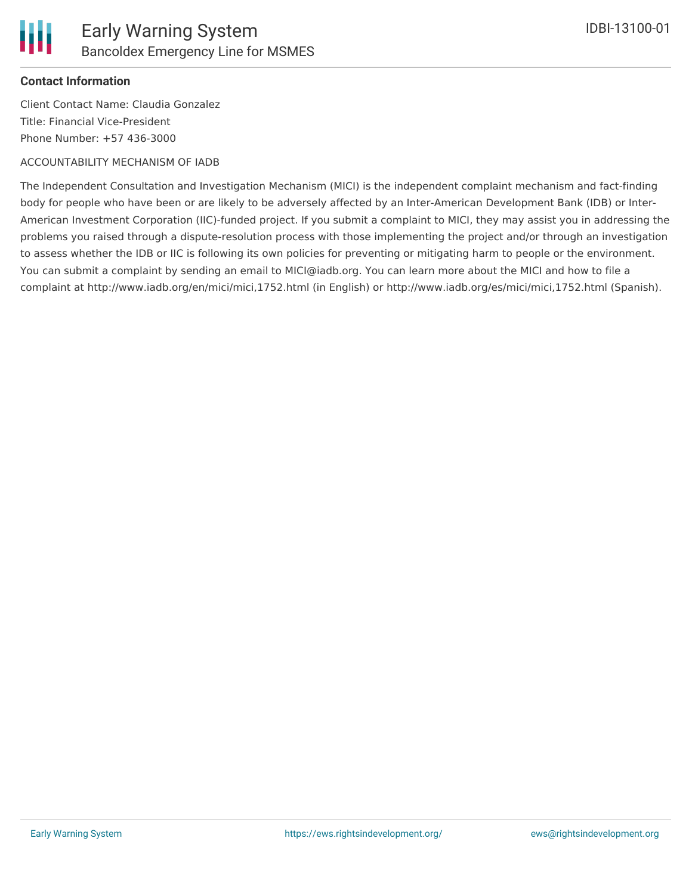**Contact Information**

Client Contact Name: Claudia Gonzalez
Title: Financial Vice-President
Phone Number: +57 436-3000

ACCOUNTABILITY MECHANISM OF IADB

The Independent Consultation and Investigation Mechanism (MICI) is the independent complaint mechanism and fact-finding body for people who have been or are likely to be adversely affected by an Inter-American Development Bank (IDB) or Inter-American Investment Corporation (IIC)-funded project. If you submit a complaint to MICI, they may assist you in addressing the problems you raised through a dispute-resolution process with those implementing the project and/or through an investigation to assess whether the IDB or IIC is following its own policies for preventing or mitigating harm to people or the environment. You can submit a complaint by sending an email to MICI@iadb.org. You can learn more about the MICI and how to file a complaint at http://www.iadb.org/en/mici/mici,1752.html (in English) or http://www.iadb.org/es/mici/mici,1752.html (Spanish).